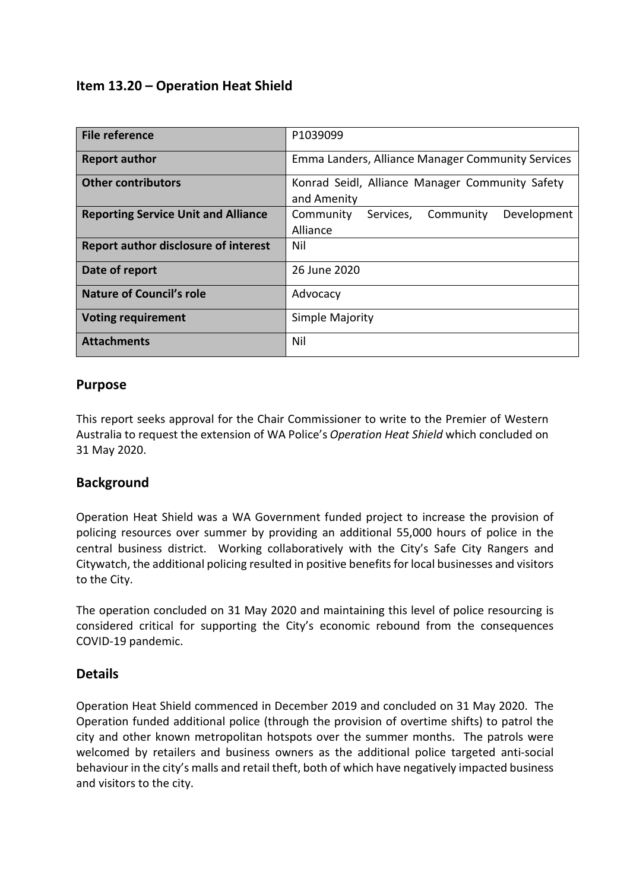## Item 13.20 – Operation Heat Shield

| File reference | P1039099 |
|---|---|
| **Report author** | Emma Landers, Alliance Manager Community Services |
| **Other contributors** | Konrad Seidl, Alliance Manager Community Safety and Amenity |
| **Reporting Service Unit and Alliance** | Community Services, Community Development Alliance |
| **Report author disclosure of interest** | Nil |
| **Date of report** | 26 June 2020 |
| **Nature of Council's role** | Advocacy |
| **Voting requirement** | Simple Majority |
| **Attachments** | Nil |

## Purpose

This report seeks approval for the Chair Commissioner to write to the Premier of Western Australia to request the extension of WA Police's *Operation Heat Shield* which concluded on 31 May 2020.

## Background

Operation Heat Shield was a WA Government funded project to increase the provision of policing resources over summer by providing an additional 55,000 hours of police in the central business district. Working collaboratively with the City's Safe City Rangers and Citywatch, the additional policing resulted in positive benefits for local businesses and visitors to the City.

The operation concluded on 31 May 2020 and maintaining this level of police resourcing is considered critical for supporting the City's economic rebound from the consequences COVID-19 pandemic.

## Details

Operation Heat Shield commenced in December 2019 and concluded on 31 May 2020. The Operation funded additional police (through the provision of overtime shifts) to patrol the city and other known metropolitan hotspots over the summer months. The patrols were welcomed by retailers and business owners as the additional police targeted anti-social behaviour in the city's malls and retail theft, both of which have negatively impacted business and visitors to the city.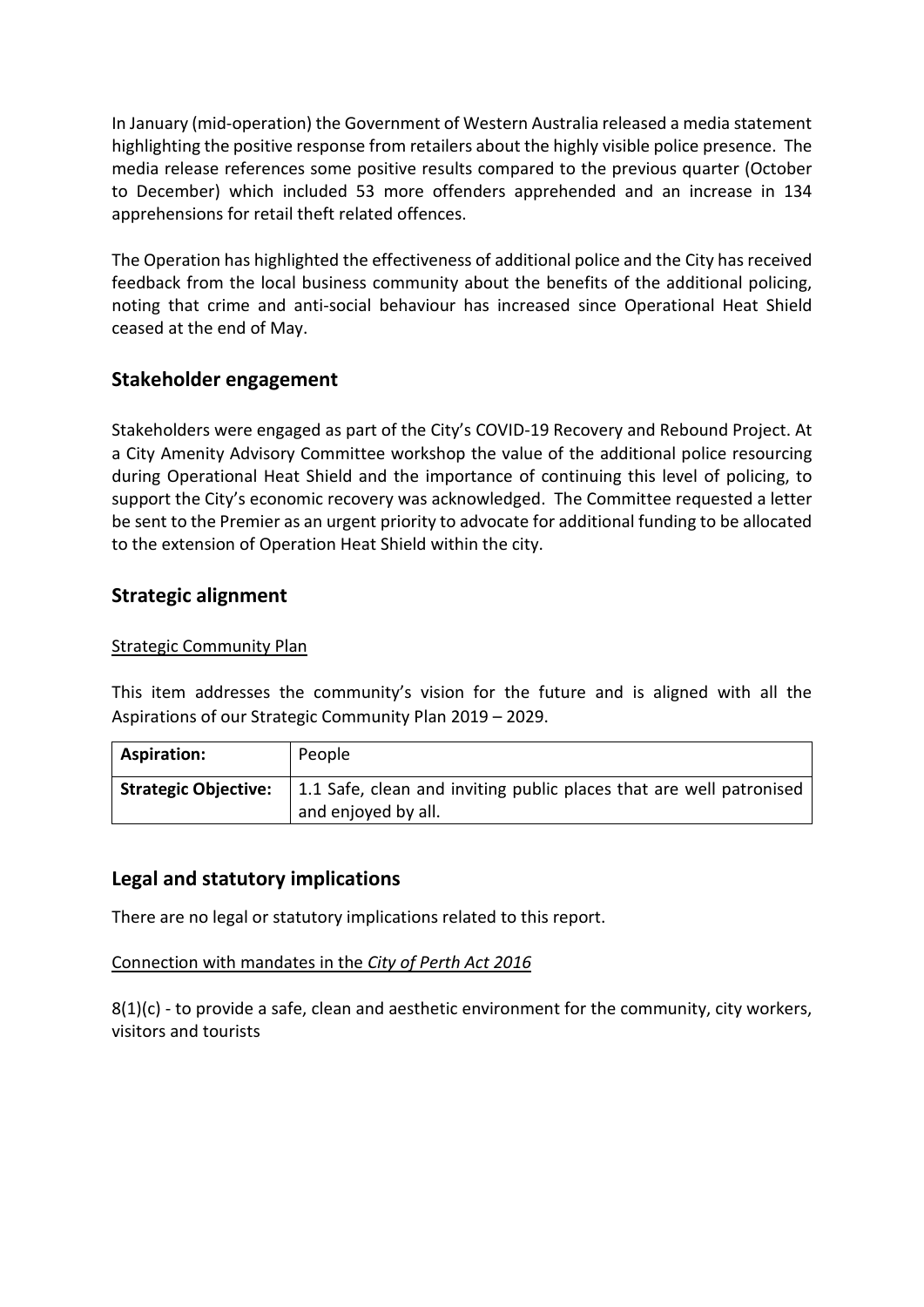In January (mid-operation) the Government of Western Australia released a media statement highlighting the positive response from retailers about the highly visible police presence. The media release references some positive results compared to the previous quarter (October to December) which included 53 more offenders apprehended and an increase in 134 apprehensions for retail theft related offences.

The Operation has highlighted the effectiveness of additional police and the City has received feedback from the local business community about the benefits of the additional policing, noting that crime and anti-social behaviour has increased since Operational Heat Shield ceased at the end of May.

## Stakeholder engagement

Stakeholders were engaged as part of the City's COVID-19 Recovery and Rebound Project. At a City Amenity Advisory Committee workshop the value of the additional police resourcing during Operational Heat Shield and the importance of continuing this level of policing, to support the City's economic recovery was acknowledged. The Committee requested a letter be sent to the Premier as an urgent priority to advocate for additional funding to be allocated to the extension of Operation Heat Shield within the city.

## Strategic alignment

Strategic Community Plan

This item addresses the community's vision for the future and is aligned with all the Aspirations of our Strategic Community Plan 2019 – 2029.

| **Aspiration:** | People |
|---|---|
| **Strategic Objective:** | 1.1 Safe, clean and inviting public places that are well patronised and enjoyed by all. |

## Legal and statutory implications

There are no legal or statutory implications related to this report.

Connection with mandates in the *City of Perth Act 2016*

8(1)(c) - to provide a safe, clean and aesthetic environment for the community, city workers, visitors and tourists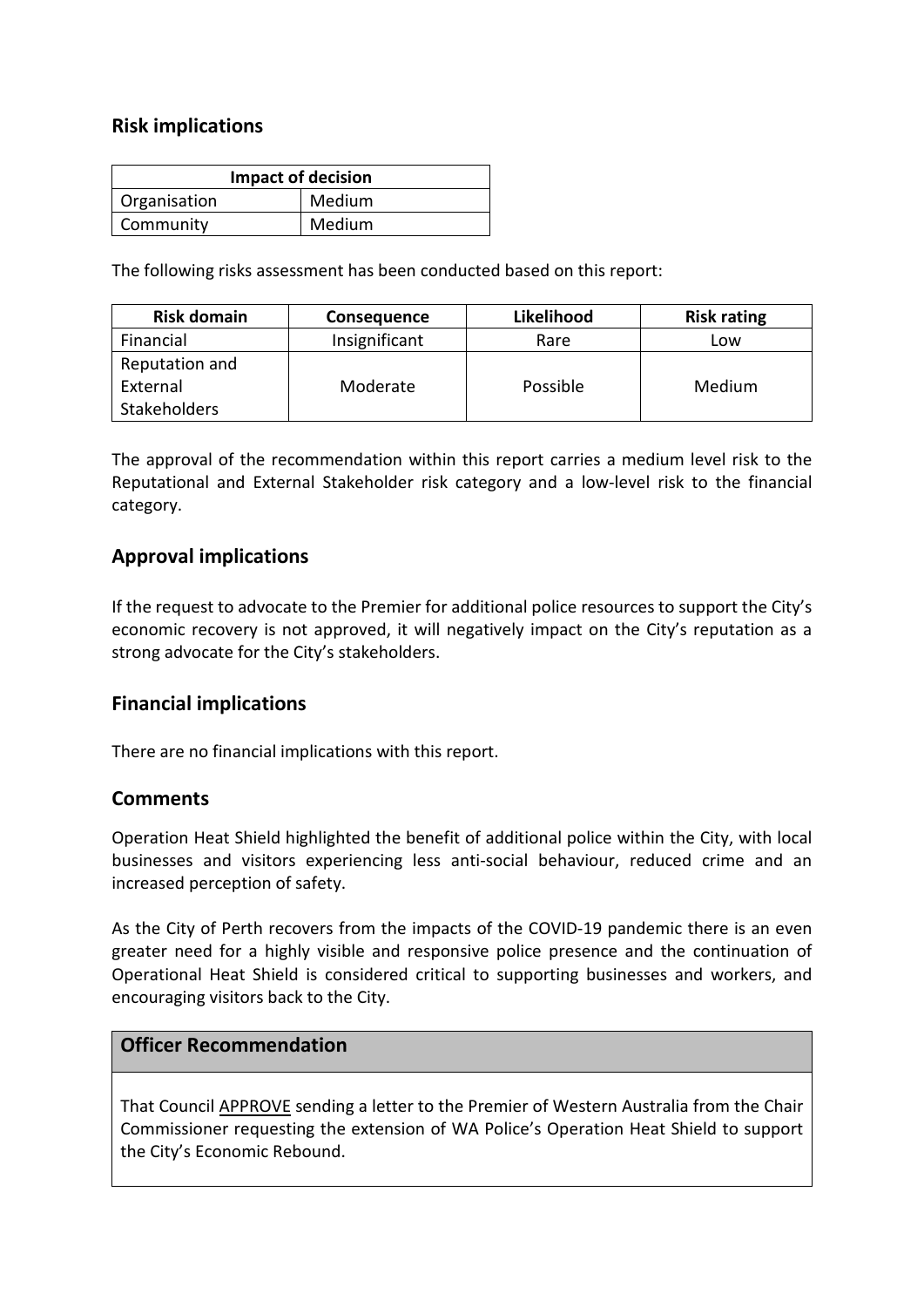## Risk implications

| Impact of decision | |
|---|---|
| Organisation | Medium |
| Community | Medium |

The following risks assessment has been conducted based on this report:

| Risk domain | Consequence | Likelihood | Risk rating |
|---|---|---|---|
| Financial | Insignificant | Rare | Low |
| Reputation and External Stakeholders | Moderate | Possible | Medium |

The approval of the recommendation within this report carries a medium level risk to the Reputational and External Stakeholder risk category and a low-level risk to the financial category.

## Approval implications

If the request to advocate to the Premier for additional police resources to support the City's economic recovery is not approved, it will negatively impact on the City's reputation as a strong advocate for the City's stakeholders.

## Financial implications

There are no financial implications with this report.

## Comments

Operation Heat Shield highlighted the benefit of additional police within the City, with local businesses and visitors experiencing less anti-social behaviour, reduced crime and an increased perception of safety.

As the City of Perth recovers from the impacts of the COVID-19 pandemic there is an even greater need for a highly visible and responsive police presence and the continuation of Operational Heat Shield is considered critical to supporting businesses and workers, and encouraging visitors back to the City.

| **Officer Recommendation** |
|---|
| That Council APPROVE sending a letter to the Premier of Western Australia from the Chair Commissioner requesting the extension of WA Police's Operation Heat Shield to support the City's Economic Rebound. |